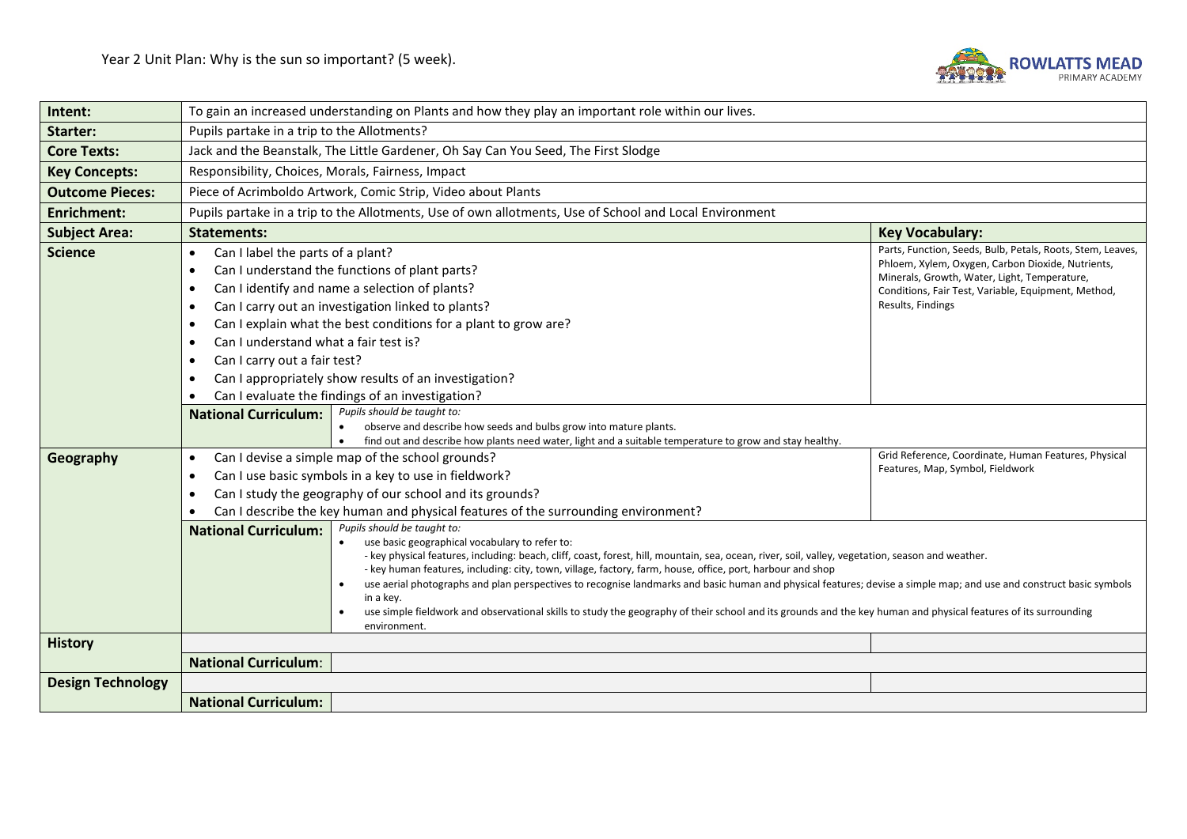Year 2 Unit Plan: Why is the sun so important? (5 week).

| **Intent:** | To gain an increased understanding on Plants and how they play an important role within our lives. | |
|---|---|---|
| **Starter:** | Pupils partake in a trip to the Allotments? | |
| **Core Texts:** | Jack and the Beanstalk, The Little Gardener, Oh Say Can You Seed, The First Slodge | |
| **Key Concepts:** | Responsibility, Choices, Morals, Fairness, Impact | |
| **Outcome Pieces:** | Piece of Acrimboldo Artwork, Comic Strip, Video about Plants | |
| **Enrichment:** | Pupils partake in a trip to the Allotments, Use of own allotments, Use of School and Local Environment | |
| **Subject Area:** | **Statements:** | **Key Vocabulary:** |
| **Science** | • Can I label the parts of a plant?<br>• Can I understand the functions of plant parts?<br>• Can I identify and name a selection of plants?<br>• Can I carry out an investigation linked to plants?<br>• Can I explain what the best conditions for a plant to grow are?<br>• Can I understand what a fair test is?<br>• Can I carry out a fair test?<br>• Can I appropriately show results of an investigation?<br>• Can I evaluate the findings of an investigation? | Parts, Function, Seeds, Bulb, Petals, Roots, Stem, Leaves, Phloem, Xylem, Oxygen, Carbon Dioxide, Nutrients, Minerals, Growth, Water, Light, Temperature, Conditions, Fair Test, Variable, Equipment, Method, Results, Findings |
| | **National Curriculum:** *Pupils should be taught to:*<br>• observe and describe how seeds and bulbs grow into mature plants.<br>• find out and describe how plants need water, light and a suitable temperature to grow and stay healthy. | |
| **Geography** | • Can I devise a simple map of the school grounds?<br>• Can I use basic symbols in a key to use in fieldwork?<br>• Can I study the geography of our school and its grounds?<br>• Can I describe the key human and physical features of the surrounding environment? | Grid Reference, Coordinate, Human Features, Physical Features, Map, Symbol, Fieldwork |
| | **National Curriculum:** *Pupils should be taught to:*<br>• use basic geographical vocabulary to refer to:<br>- key physical features, including: beach, cliff, coast, forest, hill, mountain, sea, ocean, river, soil, valley, vegetation, season and weather.<br>- key human features, including: city, town, village, factory, farm, house, office, port, harbour and shop<br>• use aerial photographs and plan perspectives to recognise landmarks and basic human and physical features; devise a simple map; and use and construct basic symbols in a key.<br>• use simple fieldwork and observational skills to study the geography of their school and its grounds and the key human and physical features of its surrounding environment. | |
| **History** | | |
| | **National Curriculum:** | |
| **Design Technology** | | |
| | **National Curriculum:** | |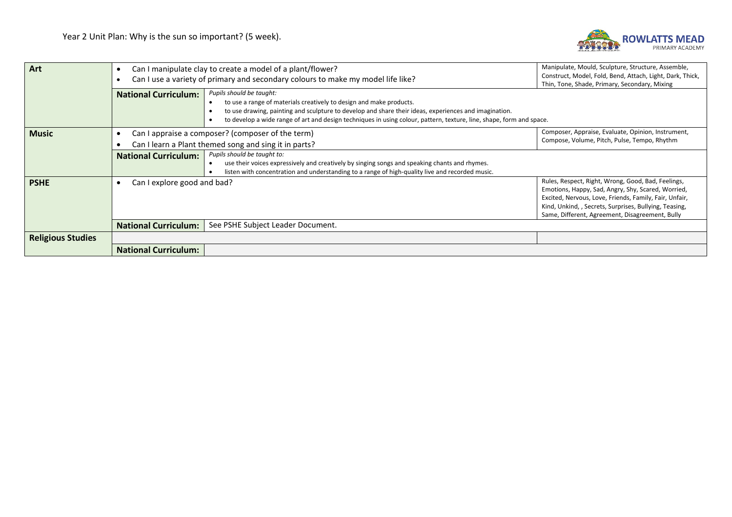Year 2 Unit Plan: Why is the sun so important? (5 week).

| Subject | | | Vocabulary |
|---|---|---|---|
| **Art** | • Can I manipulate clay to create a model of a plant/flower?<br>• Can I use a variety of primary and secondary colours to make my model life like? | | Manipulate, Mould, Sculpture, Structure, Assemble, Construct, Model, Fold, Bend, Attach, Light, Dark, Thick, Thin, Tone, Shade, Primary, Secondary, Mixing |
| | **National Curriculum:** | *Pupils should be taught:*<br>• to use a range of materials creatively to design and make products.<br>• to use drawing, painting and sculpture to develop and share their ideas, experiences and imagination.<br>• to develop a wide range of art and design techniques in using colour, pattern, texture, line, shape, form and space. | |
| **Music** | • Can I appraise a composer? (composer of the term)<br>• Can I learn a Plant themed song and sing it in parts? | | Composer, Appraise, Evaluate, Opinion, Instrument, Compose, Volume, Pitch, Pulse, Tempo, Rhythm |
| | **National Curriculum:** | *Pupils should be taught to:*<br>• use their voices expressively and creatively by singing songs and speaking chants and rhymes.<br>• listen with concentration and understanding to a range of high-quality live and recorded music. | |
| **PSHE** | • Can I explore good and bad? | | Rules, Respect, Right, Wrong, Good, Bad, Feelings, Emotions, Happy, Sad, Angry, Shy, Scared, Worried, Excited, Nervous, Love, Friends, Family, Fair, Unfair, Kind, Unkind, , Secrets, Surprises, Bullying, Teasing, Same, Different, Agreement, Disagreement, Bully |
| | **National Curriculum:** | See PSHE Subject Leader Document. | |
| **Religious Studies** | | | |
| | **National Curriculum:** | | |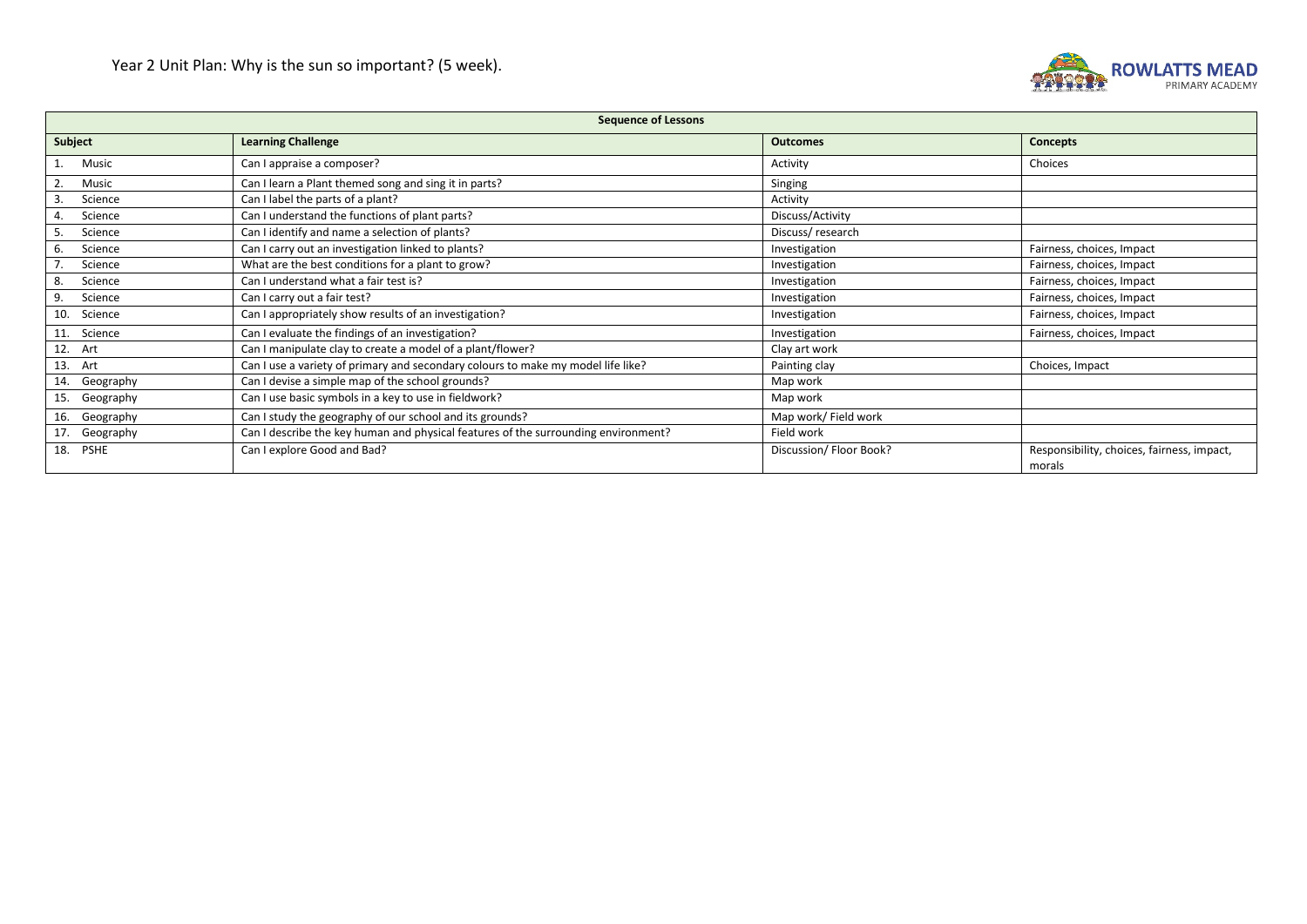# Year 2 Unit Plan: Why is the sun so important? (5 week).

ROWLATTS MEAD PRIMARY ACADEMY

| Sequence of Lessons | | | |
|---|---|---|---|
| **Subject** | **Learning Challenge** | **Outcomes** | **Concepts** |
| 1. Music | Can I appraise a composer? | Activity | Choices |
| 2. Music | Can I learn a Plant themed song and sing it in parts? | Singing | |
| 3. Science | Can I label the parts of a plant? | Activity | |
| 4. Science | Can I understand the functions of plant parts? | Discuss/Activity | |
| 5. Science | Can I identify and name a selection of plants? | Discuss/ research | |
| 6. Science | Can I carry out an investigation linked to plants? | Investigation | Fairness, choices, Impact |
| 7. Science | What are the best conditions for a plant to grow? | Investigation | Fairness, choices, Impact |
| 8. Science | Can I understand what a fair test is? | Investigation | Fairness, choices, Impact |
| 9. Science | Can I carry out a fair test? | Investigation | Fairness, choices, Impact |
| 10. Science | Can I appropriately show results of an investigation? | Investigation | Fairness, choices, Impact |
| 11. Science | Can I evaluate the findings of an investigation? | Investigation | Fairness, choices, Impact |
| 12. Art | Can I manipulate clay to create a model of a plant/flower? | Clay art work | |
| 13. Art | Can I use a variety of primary and secondary colours to make my model life like? | Painting clay | Choices, Impact |
| 14. Geography | Can I devise a simple map of the school grounds? | Map work | |
| 15. Geography | Can I use basic symbols in a key to use in fieldwork? | Map work | |
| 16. Geography | Can I study the geography of our school and its grounds? | Map work/ Field work | |
| 17. Geography | Can I describe the key human and physical features of the surrounding environment? | Field work | |
| 18. PSHE | Can I explore Good and Bad? | Discussion/ Floor Book? | Responsibility, choices, fairness, impact, morals |